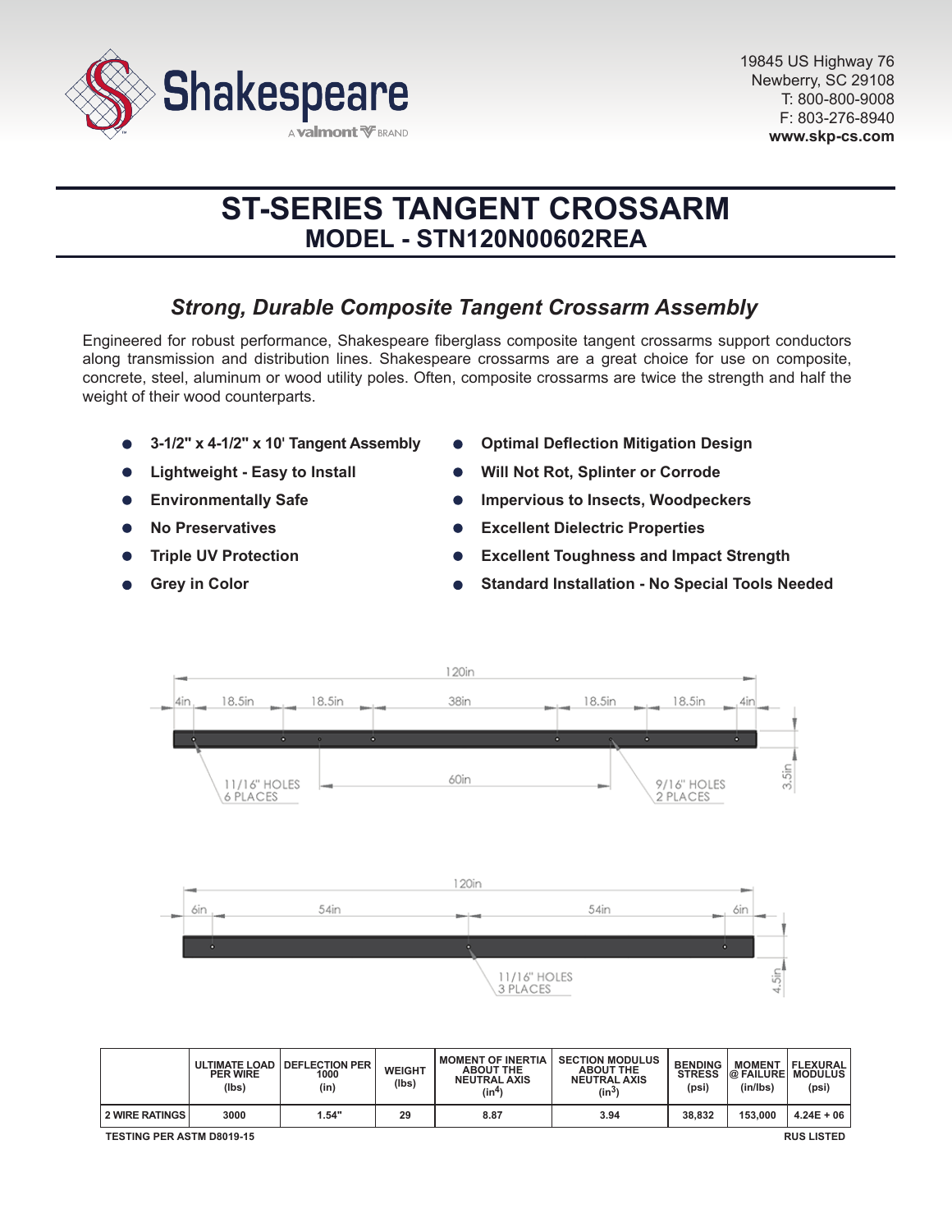Shakespeare

A valmont BRAND

19845 US Highway 76
Newberry, SC 29108
T: 800-800-9008
F: 803-276-8940
**www.skp-cs.com**

# ST-SERIES TANGENT CROSSARM
## MODEL - STN120N00602REA

### *Strong, Durable Composite Tangent Crossarm Assembly*

Engineered for robust performance, Shakespeare fiberglass composite tangent crossarms support conductors along transmission and distribution lines. Shakespeare crossarms are a great choice for use on composite, concrete, steel, aluminum or wood utility poles. Often, composite crossarms are twice the strength and half the weight of their wood counterparts.

- **3-1/2" x 4-1/2" x 10' Tangent Assembly**
- **Lightweight - Easy to Install**
- **Environmentally Safe**
- **No Preservatives**
- **Triple UV Protection**
- **Grey in Color**
- **Optimal Deflection Mitigation Design**
- **Will Not Rot, Splinter or Corrode**
- **Impervious to Insects, Woodpeckers**
- **Excellent Dielectric Properties**
- **Excellent Toughness and Impact Strength**
- **Standard Installation - No Special Tools Needed**

120in
4in | 18.5in | 18.5in | 38in | 18.5in | 18.5in | 4in
60in
3.5in
11/16" HOLES 6 PLACES
9/16" HOLES 2 PLACES

120in
6in | 54in | 54in | 6in
4.5in
11/16" HOLES 3 PLACES

| | ULTIMATE LOAD PER WIRE (lbs) | DEFLECTION PER 1000 (in) | WEIGHT (lbs) | MOMENT OF INERTIA ABOUT THE NEUTRAL AXIS ($in^4$) | SECTION MODULUS ABOUT THE NEUTRAL AXIS ($in^3$) | BENDING STRESS (psi) | MOMENT @ FAILURE (in/lbs) | FLEXURAL MODULUS (psi) |
|---|---|---|---|---|---|---|---|---|
| 2 WIRE RATINGS | 3000 | 1.54" | 29 | 8.87 | 3.94 | 38,832 | 153,000 | 4.24E + 06 |

TESTING PER ASTM D8019-15

RUS LISTED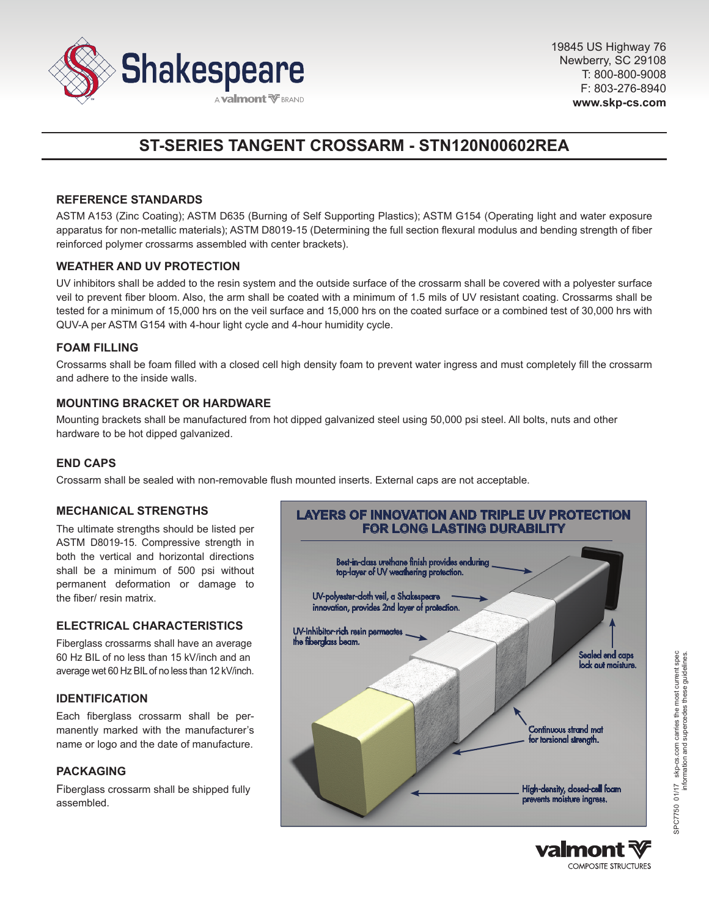# ST-SERIES TANGENT CROSSARM - STN120N00602REA

19845 US Highway 76
Newberry, SC 29108
T: 800-800-9008
F: 803-276-8940
**www.skp-cs.com**

## REFERENCE STANDARDS

ASTM A153 (Zinc Coating); ASTM D635 (Burning of Self Supporting Plastics); ASTM G154 (Operating light and water exposure apparatus for non-metallic materials); ASTM D8019-15 (Determining the full section flexural modulus and bending strength of fiber reinforced polymer crossarms assembled with center brackets).

## WEATHER AND UV PROTECTION

UV inhibitors shall be added to the resin system and the outside surface of the crossarm shall be covered with a polyester surface veil to prevent fiber bloom. Also, the arm shall be coated with a minimum of 1.5 mils of UV resistant coating. Crossarms shall be tested for a minimum of 15,000 hrs on the veil surface and 15,000 hrs on the coated surface or a combined test of 30,000 hrs with QUV-A per ASTM G154 with 4-hour light cycle and 4-hour humidity cycle.

## FOAM FILLING

Crossarms shall be foam filled with a closed cell high density foam to prevent water ingress and must completely fill the crossarm and adhere to the inside walls.

## MOUNTING BRACKET OR HARDWARE

Mounting brackets shall be manufactured from hot dipped galvanized steel using 50,000 psi steel. All bolts, nuts and other hardware to be hot dipped galvanized.

## END CAPS

Crossarm shall be sealed with non-removable flush mounted inserts. External caps are not acceptable.

## MECHANICAL STRENGTHS

The ultimate strengths should be listed per ASTM D8019-15. Compressive strength in both the vertical and horizontal directions shall be a minimum of 500 psi without permanent deformation or damage to the fiber/ resin matrix.

## ELECTRICAL CHARACTERISTICS

Fiberglass crossarms shall have an average 60 Hz BIL of no less than 15 kV/inch and an average wet 60 Hz BIL of no less than 12 kV/inch.

## IDENTIFICATION

Each fiberglass crossarm shall be permanently marked with the manufacturer's name or logo and the date of manufacture.

## PACKAGING

Fiberglass crossarm shall be shipped fully assembled.

**LAYERS OF INNOVATION AND TRIPLE UV PROTECTION FOR LONG LASTING DURABILITY**

Best-in-class urethane finish provides enduring top-layer of UV weathering protection.

UV-polyester-cloth veil, a Shakespeare innovation, provides 2nd layer of protection.

UV-inhibitor-rich resin permeates the fiberglass beam.

Sealed end caps lock out moisture.

Continuous strand mat for torsional strength.

High-density, closed-cell foam prevents moisture ingress.

SPC7750 01/17 skp-cs.com carries the most current spec information and supercedes these guidelines.